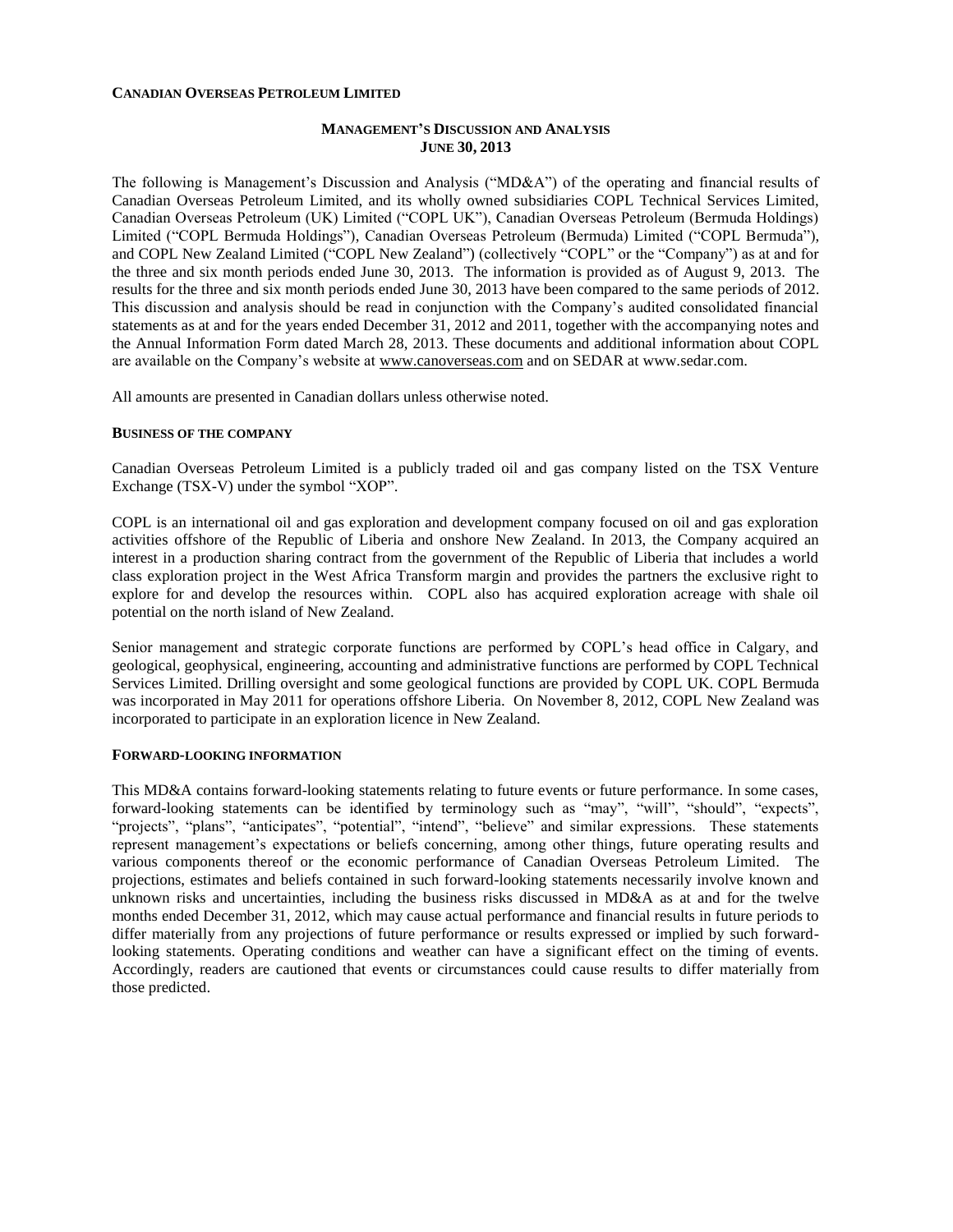**CANADIAN OVERSEAS PETROLEUM LIMITED**

# MANAGEMENT'S DISCUSSION AND ANALYSIS
## JUNE 30, 2013

The following is Management's Discussion and Analysis ("MD&A") of the operating and financial results of Canadian Overseas Petroleum Limited, and its wholly owned subsidiaries COPL Technical Services Limited, Canadian Overseas Petroleum (UK) Limited ("COPL UK"), Canadian Overseas Petroleum (Bermuda Holdings) Limited ("COPL Bermuda Holdings"), Canadian Overseas Petroleum (Bermuda) Limited ("COPL Bermuda"), and COPL New Zealand Limited ("COPL New Zealand") (collectively "COPL" or the "Company") as at and for the three and six month periods ended June 30, 2013. The information is provided as of August 9, 2013. The results for the three and six month periods ended June 30, 2013 have been compared to the same periods of 2012. This discussion and analysis should be read in conjunction with the Company's audited consolidated financial statements as at and for the years ended December 31, 2012 and 2011, together with the accompanying notes and the Annual Information Form dated March 28, 2013. These documents and additional information about COPL are available on the Company's website at www.canoverseas.com and on SEDAR at www.sedar.com.

All amounts are presented in Canadian dollars unless otherwise noted.

### BUSINESS OF THE COMPANY

Canadian Overseas Petroleum Limited is a publicly traded oil and gas company listed on the TSX Venture Exchange (TSX-V) under the symbol "XOP".

COPL is an international oil and gas exploration and development company focused on oil and gas exploration activities offshore of the Republic of Liberia and onshore New Zealand. In 2013, the Company acquired an interest in a production sharing contract from the government of the Republic of Liberia that includes a world class exploration project in the West Africa Transform margin and provides the partners the exclusive right to explore for and develop the resources within. COPL also has acquired exploration acreage with shale oil potential on the north island of New Zealand.

Senior management and strategic corporate functions are performed by COPL's head office in Calgary, and geological, geophysical, engineering, accounting and administrative functions are performed by COPL Technical Services Limited. Drilling oversight and some geological functions are provided by COPL UK. COPL Bermuda was incorporated in May 2011 for operations offshore Liberia. On November 8, 2012, COPL New Zealand was incorporated to participate in an exploration licence in New Zealand.

### FORWARD-LOOKING INFORMATION

This MD&A contains forward-looking statements relating to future events or future performance. In some cases, forward-looking statements can be identified by terminology such as "may", "will", "should", "expects", "projects", "plans", "anticipates", "potential", "intend", "believe" and similar expressions. These statements represent management's expectations or beliefs concerning, among other things, future operating results and various components thereof or the economic performance of Canadian Overseas Petroleum Limited. The projections, estimates and beliefs contained in such forward-looking statements necessarily involve known and unknown risks and uncertainties, including the business risks discussed in MD&A as at and for the twelve months ended December 31, 2012, which may cause actual performance and financial results in future periods to differ materially from any projections of future performance or results expressed or implied by such forward-looking statements. Operating conditions and weather can have a significant effect on the timing of events. Accordingly, readers are cautioned that events or circumstances could cause results to differ materially from those predicted.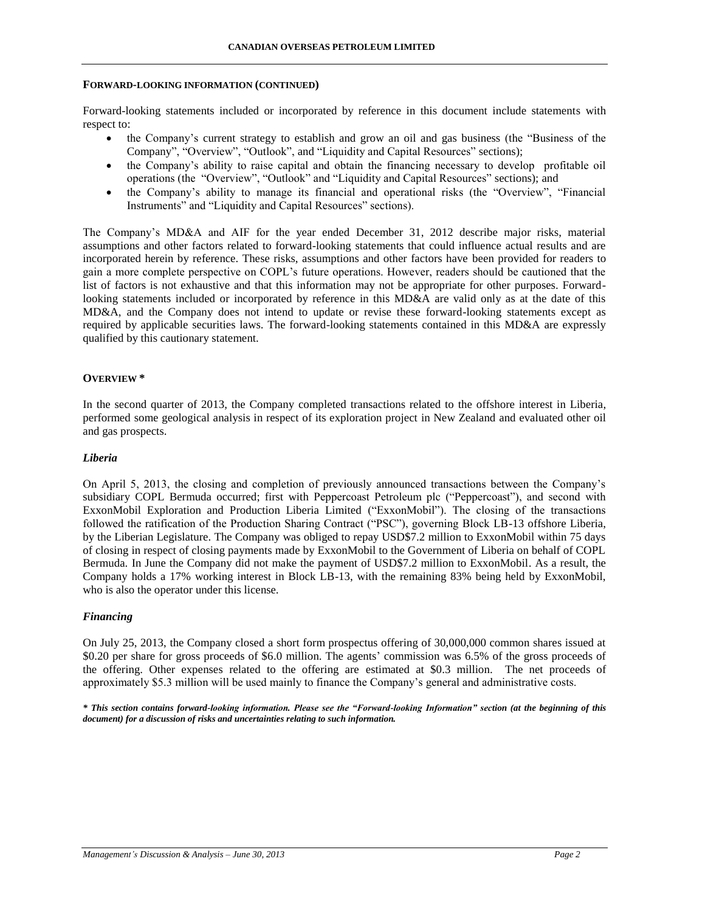#### FORWARD-LOOKING INFORMATION (CONTINUED)

Forward-looking statements included or incorporated by reference in this document include statements with respect to:

- the Company's current strategy to establish and grow an oil and gas business (the "Business of the Company", "Overview", "Outlook", and "Liquidity and Capital Resources" sections);
- the Company's ability to raise capital and obtain the financing necessary to develop profitable oil operations (the "Overview", "Outlook" and "Liquidity and Capital Resources" sections); and
- the Company's ability to manage its financial and operational risks (the "Overview", "Financial Instruments" and "Liquidity and Capital Resources" sections).

The Company's MD&A and AIF for the year ended December 31, 2012 describe major risks, material assumptions and other factors related to forward-looking statements that could influence actual results and are incorporated herein by reference. These risks, assumptions and other factors have been provided for readers to gain a more complete perspective on COPL's future operations. However, readers should be cautioned that the list of factors is not exhaustive and that this information may not be appropriate for other purposes. Forward-looking statements included or incorporated by reference in this MD&A are valid only as at the date of this MD&A, and the Company does not intend to update or revise these forward-looking statements except as required by applicable securities laws. The forward-looking statements contained in this MD&A are expressly qualified by this cautionary statement.

#### OVERVIEW *

In the second quarter of 2013, the Company completed transactions related to the offshore interest in Liberia, performed some geological analysis in respect of its exploration project in New Zealand and evaluated other oil and gas prospects.

##### *Liberia*

On April 5, 2013, the closing and completion of previously announced transactions between the Company's subsidiary COPL Bermuda occurred; first with Peppercoast Petroleum plc ("Peppercoast"), and second with ExxonMobil Exploration and Production Liberia Limited ("ExxonMobil"). The closing of the transactions followed the ratification of the Production Sharing Contract ("PSC"), governing Block LB-13 offshore Liberia, by the Liberian Legislature. The Company was obliged to repay USD$7.2 million to ExxonMobil within 75 days of closing in respect of closing payments made by ExxonMobil to the Government of Liberia on behalf of COPL Bermuda. In June the Company did not make the payment of USD$7.2 million to ExxonMobil. As a result, the Company holds a 17% working interest in Block LB-13, with the remaining 83% being held by ExxonMobil, who is also the operator under this license.

##### *Financing*

On July 25, 2013, the Company closed a short form prospectus offering of 30,000,000 common shares issued at \$0.20 per share for gross proceeds of \$6.0 million. The agents' commission was 6.5% of the gross proceeds of the offering. Other expenses related to the offering are estimated at \$0.3 million. The net proceeds of approximately \$5.3 million will be used mainly to finance the Company's general and administrative costs.

***\* This section contains forward-looking information. Please see the "Forward-looking Information" section (at the beginning of this document) for a discussion of risks and uncertainties relating to such information.***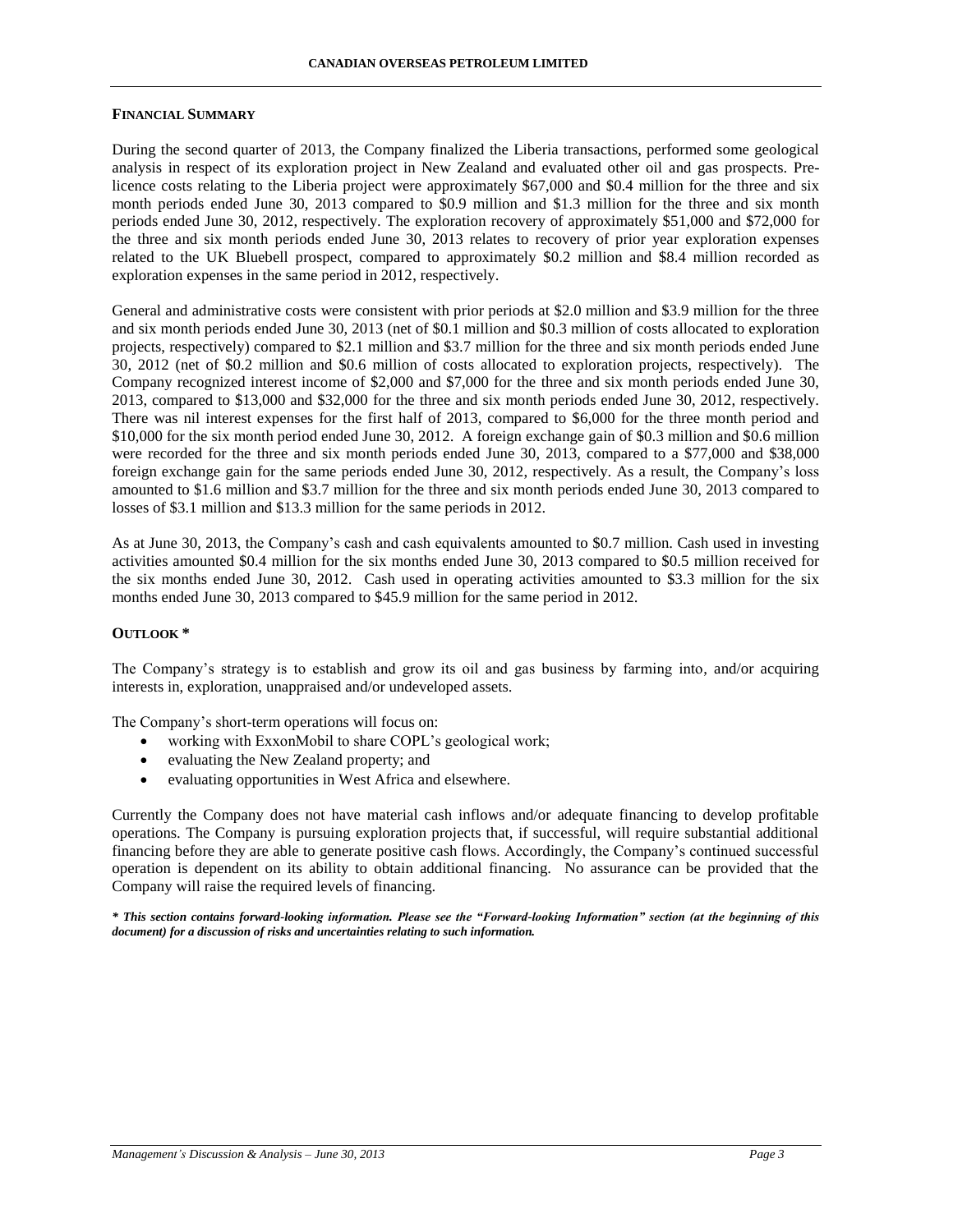## FINANCIAL SUMMARY

During the second quarter of 2013, the Company finalized the Liberia transactions, performed some geological analysis in respect of its exploration project in New Zealand and evaluated other oil and gas prospects. Pre-licence costs relating to the Liberia project were approximately $67,000 and $0.4 million for the three and six month periods ended June 30, 2013 compared to $0.9 million and $1.3 million for the three and six month periods ended June 30, 2012, respectively. The exploration recovery of approximately $51,000 and $72,000 for the three and six month periods ended June 30, 2013 relates to recovery of prior year exploration expenses related to the UK Bluebell prospect, compared to approximately $0.2 million and $8.4 million recorded as exploration expenses in the same period in 2012, respectively.

General and administrative costs were consistent with prior periods at $2.0 million and $3.9 million for the three and six month periods ended June 30, 2013 (net of $0.1 million and $0.3 million of costs allocated to exploration projects, respectively) compared to $2.1 million and $3.7 million for the three and six month periods ended June 30, 2012 (net of $0.2 million and $0.6 million of costs allocated to exploration projects, respectively). The Company recognized interest income of $2,000 and $7,000 for the three and six month periods ended June 30, 2013, compared to $13,000 and $32,000 for the three and six month periods ended June 30, 2012, respectively. There was nil interest expenses for the first half of 2013, compared to $6,000 for the three month period and $10,000 for the six month period ended June 30, 2012. A foreign exchange gain of $0.3 million and $0.6 million were recorded for the three and six month periods ended June 30, 2013, compared to a $77,000 and $38,000 foreign exchange gain for the same periods ended June 30, 2012, respectively. As a result, the Company's loss amounted to $1.6 million and $3.7 million for the three and six month periods ended June 30, 2013 compared to losses of $3.1 million and $13.3 million for the same periods in 2012.

As at June 30, 2013, the Company's cash and cash equivalents amounted to $0.7 million. Cash used in investing activities amounted $0.4 million for the six months ended June 30, 2013 compared to $0.5 million received for the six months ended June 30, 2012. Cash used in operating activities amounted to $3.3 million for the six months ended June 30, 2013 compared to $45.9 million for the same period in 2012.

## OUTLOOK *

The Company's strategy is to establish and grow its oil and gas business by farming into, and/or acquiring interests in, exploration, unappraised and/or undeveloped assets.

The Company's short-term operations will focus on:

- working with ExxonMobil to share COPL's geological work;
- evaluating the New Zealand property; and
- evaluating opportunities in West Africa and elsewhere.

Currently the Company does not have material cash inflows and/or adequate financing to develop profitable operations. The Company is pursuing exploration projects that, if successful, will require substantial additional financing before they are able to generate positive cash flows. Accordingly, the Company's continued successful operation is dependent on its ability to obtain additional financing. No assurance can be provided that the Company will raise the required levels of financing.

***\* This section contains forward-looking information. Please see the "Forward-looking Information" section (at the beginning of this document) for a discussion of risks and uncertainties relating to such information.***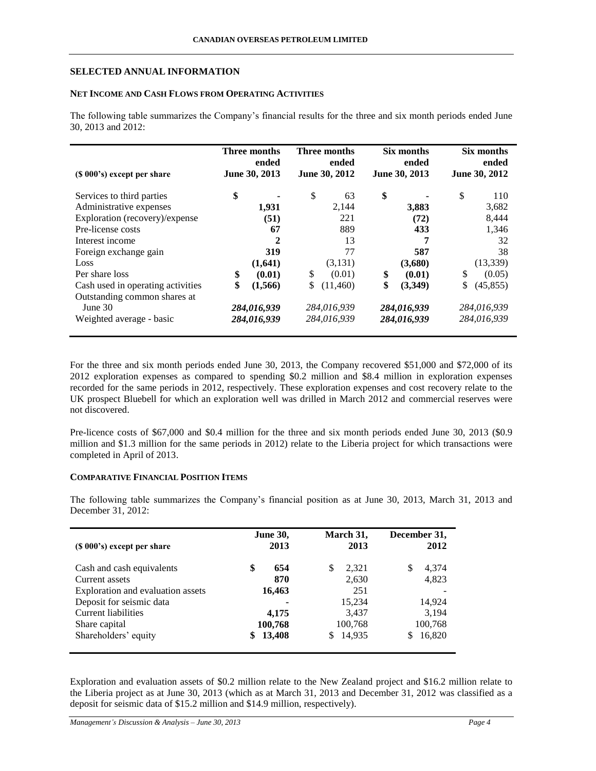## SELECTED ANNUAL INFORMATION

### NET INCOME AND CASH FLOWS FROM OPERATING ACTIVITIES

The following table summarizes the Company's financial results for the three and six month periods ended June 30, 2013 and 2012:

| ($ 000's) except per share | Three months ended June 30, 2013 | Three months ended June 30, 2012 | Six months ended June 30, 2013 | Six months ended June 30, 2012 |
|---|---|---|---|---|
| Services to third parties | **$ -** | $ 63 | **$ -** | $ 110 |
| Administrative expenses | **1,931** | 2,144 | **3,883** | 3,682 |
| Exploration (recovery)/expense | **(51)** | 221 | **(72)** | 8,444 |
| Pre-license costs | **67** | 889 | **433** | 1,346 |
| Interest income | **2** | 13 | **7** | 32 |
| Foreign exchange gain | **319** | 77 | **587** | 38 |
| Loss | **(1,641)** | (3,131) | **(3,680)** | (13,339) |
| Per share loss | **$ (0.01)** | $ (0.01) | **$ (0.01)** | $ (0.05) |
| Cash used in operating activities | **$ (1,566)** | $ (11,460) | **$ (3,349)** | $ (45,855) |
| Outstanding common shares at June 30 | ***284,016,939*** | *284,016,939* | ***284,016,939*** | *284,016,939* |
| Weighted average - basic | ***284,016,939*** | *284,016,939* | ***284,016,939*** | *284,016,939* |

For the three and six month periods ended June 30, 2013, the Company recovered $51,000 and $72,000 of its 2012 exploration expenses as compared to spending $0.2 million and $8.4 million in exploration expenses recorded for the same periods in 2012, respectively. These exploration expenses and cost recovery relate to the UK prospect Bluebell for which an exploration well was drilled in March 2012 and commercial reserves were not discovered.

Pre-licence costs of $67,000 and $0.4 million for the three and six month periods ended June 30, 2013 ($0.9 million and $1.3 million for the same periods in 2012) relate to the Liberia project for which transactions were completed in April of 2013.

### COMPARATIVE FINANCIAL POSITION ITEMS

The following table summarizes the Company's financial position as at June 30, 2013, March 31, 2013 and December 31, 2012:

| ($ 000's) except per share | June 30, 2013 | March 31, 2013 | December 31, 2012 |
|---|---|---|---|
| Cash and cash equivalents | **$ 654** | $ 2,321 | $ 4,374 |
| Current assets | **870** | 2,630 | 4,823 |
| Exploration and evaluation assets | **16,463** | 251 | - |
| Deposit for seismic data | **-** | 15,234 | 14,924 |
| Current liabilities | **4,175** | 3,437 | 3,194 |
| Share capital | **100,768** | 100,768 | 100,768 |
| Shareholders' equity | **$ 13,408** | $ 14,935 | $ 16,820 |

Exploration and evaluation assets of $0.2 million relate to the New Zealand project and $16.2 million relate to the Liberia project as at June 30, 2013 (which as at March 31, 2013 and December 31, 2012 was classified as a deposit for seismic data of $15.2 million and $14.9 million, respectively).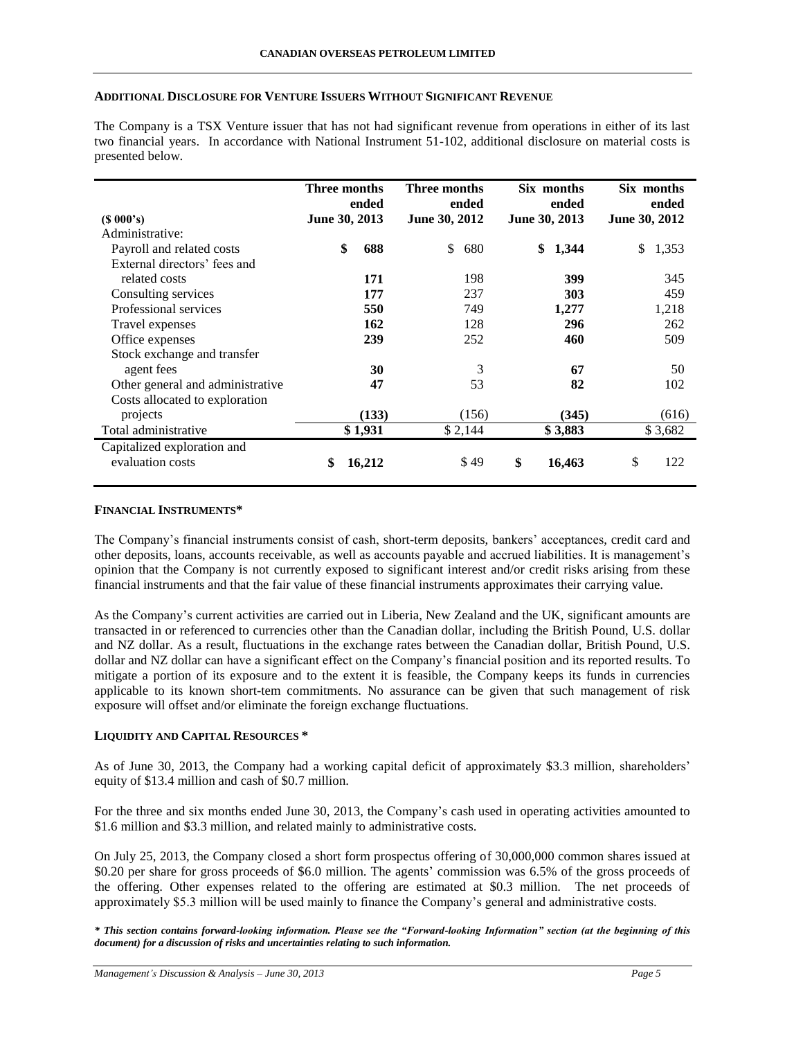## ADDITIONAL DISCLOSURE FOR VENTURE ISSUERS WITHOUT SIGNIFICANT REVENUE

The Company is a TSX Venture issuer that has not had significant revenue from operations in either of its last two financial years. In accordance with National Instrument 51-102, additional disclosure on material costs is presented below.

| ($ 000's) | Three months ended June 30, 2013 | Three months ended June 30, 2012 | Six months ended June 30, 2013 | Six months ended June 30, 2012 |
|---|---|---|---|---|
| Administrative: | | | | |
| Payroll and related costs | **$ 688** | $ 680 | **$ 1,344** | $ 1,353 |
| External directors' fees and related costs | **171** | 198 | **399** | 345 |
| Consulting services | **177** | 237 | **303** | 459 |
| Professional services | **550** | 749 | **1,277** | 1,218 |
| Travel expenses | **162** | 128 | **296** | 262 |
| Office expenses | **239** | 252 | **460** | 509 |
| Stock exchange and transfer agent fees | **30** | 3 | **67** | 50 |
| Other general and administrative | **47** | 53 | **82** | 102 |
| Costs allocated to exploration projects | **(133)** | (156) | **(345)** | (616) |
| Total administrative | **$ 1,931** | $ 2,144 | **$ 3,883** | $ 3,682 |
| Capitalized exploration and evaluation costs | **$ 16,212** | $ 49 | **$ 16,463** | $ 122 |

## FINANCIAL INSTRUMENTS*

The Company's financial instruments consist of cash, short-term deposits, bankers' acceptances, credit card and other deposits, loans, accounts receivable, as well as accounts payable and accrued liabilities. It is management's opinion that the Company is not currently exposed to significant interest and/or credit risks arising from these financial instruments and that the fair value of these financial instruments approximates their carrying value.

As the Company's current activities are carried out in Liberia, New Zealand and the UK, significant amounts are transacted in or referenced to currencies other than the Canadian dollar, including the British Pound, U.S. dollar and NZ dollar. As a result, fluctuations in the exchange rates between the Canadian dollar, British Pound, U.S. dollar and NZ dollar can have a significant effect on the Company's financial position and its reported results. To mitigate a portion of its exposure and to the extent it is feasible, the Company keeps its funds in currencies applicable to its known short-tem commitments. No assurance can be given that such management of risk exposure will offset and/or eliminate the foreign exchange fluctuations.

## LIQUIDITY AND CAPITAL RESOURCES *

As of June 30, 2013, the Company had a working capital deficit of approximately $3.3 million, shareholders' equity of $13.4 million and cash of $0.7 million.

For the three and six months ended June 30, 2013, the Company's cash used in operating activities amounted to $1.6 million and $3.3 million, and related mainly to administrative costs.

On July 25, 2013, the Company closed a short form prospectus offering of 30,000,000 common shares issued at $0.20 per share for gross proceeds of $6.0 million. The agents' commission was 6.5% of the gross proceeds of the offering. Other expenses related to the offering are estimated at $0.3 million. The net proceeds of approximately $5.3 million will be used mainly to finance the Company's general and administrative costs.

***\* This section contains forward-looking information. Please see the "Forward-looking Information" section (at the beginning of this document) for a discussion of risks and uncertainties relating to such information.***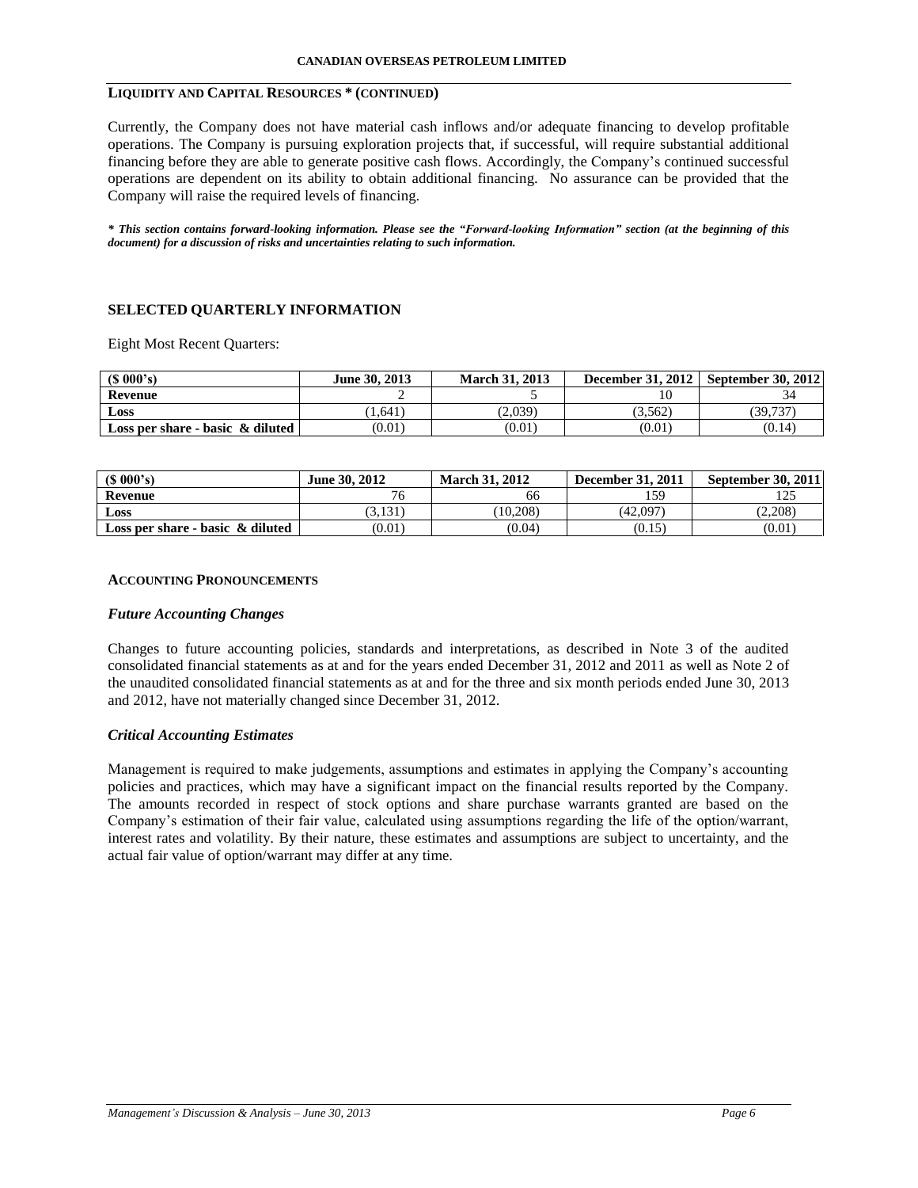## LIQUIDITY AND CAPITAL RESOURCES * (CONTINUED)

Currently, the Company does not have material cash inflows and/or adequate financing to develop profitable operations. The Company is pursuing exploration projects that, if successful, will require substantial additional financing before they are able to generate positive cash flows. Accordingly, the Company's continued successful operations are dependent on its ability to obtain additional financing. No assurance can be provided that the Company will raise the required levels of financing.

***\* This section contains forward-looking information. Please see the "Forward-looking Information" section (at the beginning of this document) for a discussion of risks and uncertainties relating to such information.***

## SELECTED QUARTERLY INFORMATION

Eight Most Recent Quarters:

| ($ 000's) | June 30, 2013 | March 31, 2013 | December 31, 2012 | September 30, 2012 |
|---|---|---|---|---|
| **Revenue** | 2 | 5 | 10 | 34 |
| **Loss** | (1,641) | (2,039) | (3,562) | (39,737) |
| **Loss per share - basic & diluted** | (0.01) | (0.01) | (0.01) | (0.14) |

| ($ 000's) | June 30, 2012 | March 31, 2012 | December 31, 2011 | September 30, 2011 |
|---|---|---|---|---|
| **Revenue** | 76 | 66 | 159 | 125 |
| **Loss** | (3,131) | (10,208) | (42,097) | (2,208) |
| **Loss per share - basic & diluted** | (0.01) | (0.04) | (0.15) | (0.01) |

## ACCOUNTING PRONOUNCEMENTS

### *Future Accounting Changes*

Changes to future accounting policies, standards and interpretations, as described in Note 3 of the audited consolidated financial statements as at and for the years ended December 31, 2012 and 2011 as well as Note 2 of the unaudited consolidated financial statements as at and for the three and six month periods ended June 30, 2013 and 2012, have not materially changed since December 31, 2012.

### *Critical Accounting Estimates*

Management is required to make judgements, assumptions and estimates in applying the Company's accounting policies and practices, which may have a significant impact on the financial results reported by the Company. The amounts recorded in respect of stock options and share purchase warrants granted are based on the Company's estimation of their fair value, calculated using assumptions regarding the life of the option/warrant, interest rates and volatility. By their nature, these estimates and assumptions are subject to uncertainty, and the actual fair value of option/warrant may differ at any time.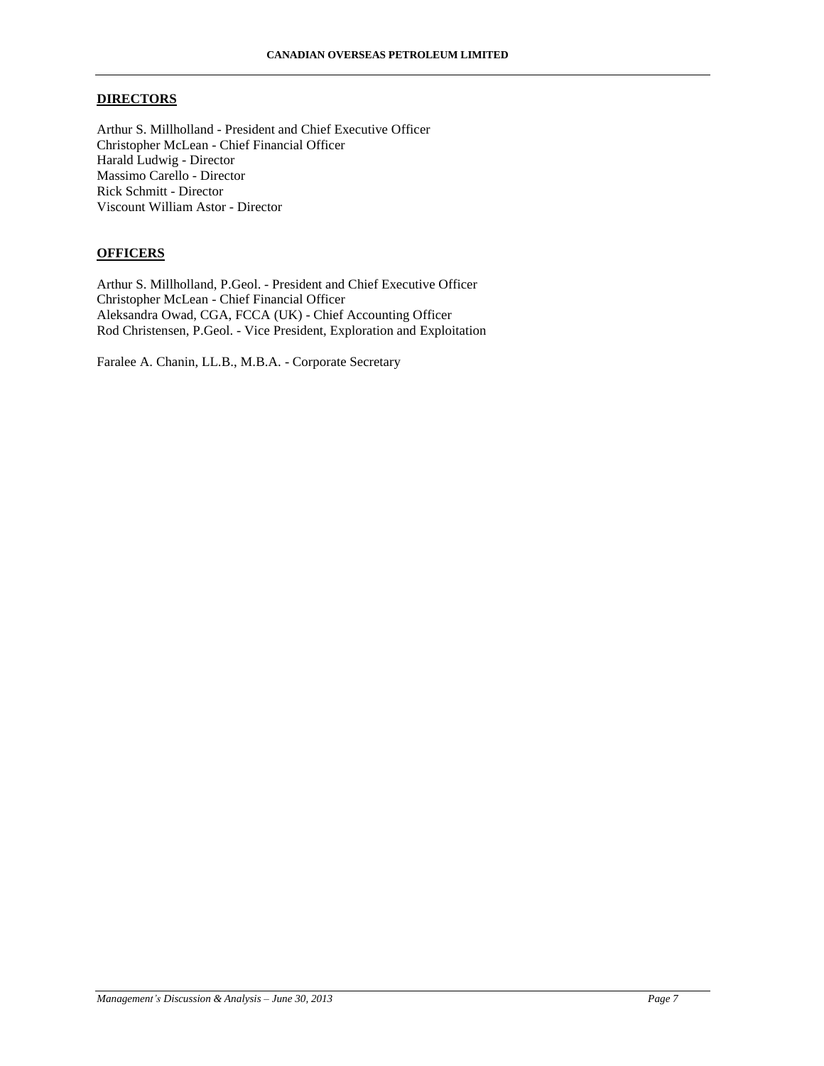## DIRECTORS

Arthur S. Millholland - President and Chief Executive Officer
Christopher McLean - Chief Financial Officer
Harald Ludwig - Director
Massimo Carello - Director
Rick Schmitt - Director
Viscount William Astor - Director

## OFFICERS

Arthur S. Millholland, P.Geol. - President and Chief Executive Officer
Christopher McLean - Chief Financial Officer
Aleksandra Owad, CGA, FCCA (UK) - Chief Accounting Officer
Rod Christensen, P.Geol. - Vice President, Exploration and Exploitation

Faralee A. Chanin, LL.B., M.B.A. - Corporate Secretary